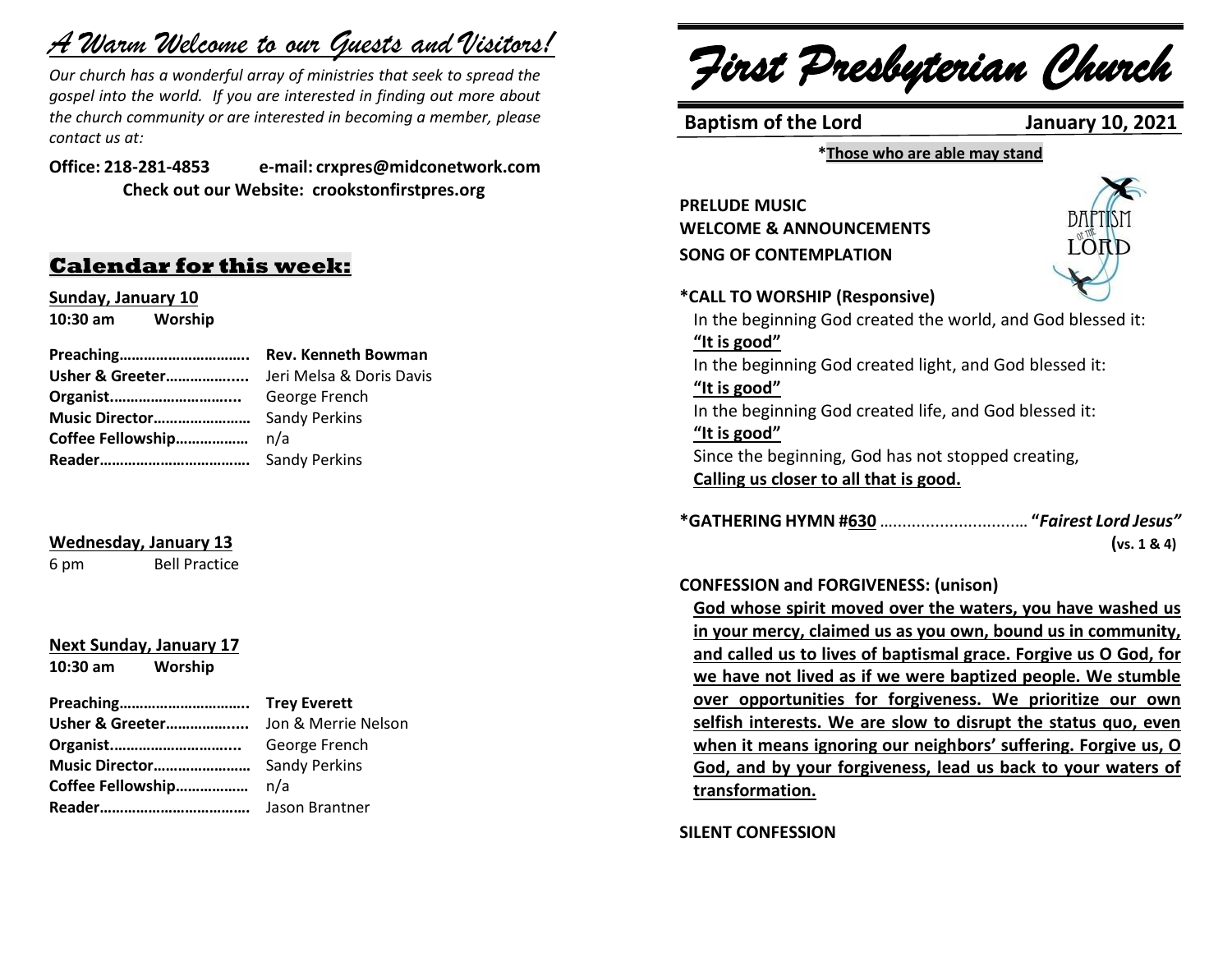# *A Warm Welcome to our Guests and Visitors!*

*Our church has a wonderful array of ministries that seek to spread the gospel into the world. If you are interested in finding out more about the church community or are interested in becoming a member, please contact us at:*

**Office: 218-281-4853 e-mail: crxpres@midconetwork.com**
**Check out our Website: crookstonfirstpres.org**

## Calendar for this week:

**Sunday, January 10**
**10:30 am Worship**

| | |
|---|---|
| **Preaching…………………………** | **Rev. Kenneth Bowman** |
| **Usher & Greeter………………..** | Jeri Melsa & Doris Davis |
| **Organist…………………………..** | George French |
| **Music Director……………………** | Sandy Perkins |
| **Coffee Fellowship………………** | n/a |
| **Reader………………………………** | Sandy Perkins |

**Wednesday, January 13**
6 pm Bell Practice

**Next Sunday, January 17**
**10:30 am Worship**

| | |
|---|---|
| **Preaching…………………………** | **Trey Everett** |
| **Usher & Greeter………………..** | Jon & Merrie Nelson |
| **Organist…………………………..** | George French |
| **Music Director……………………** | Sandy Perkins |
| **Coffee Fellowship………………** | n/a |
| **Reader………………………………** | Jason Brantner |

# *First Presbyterian Church*

**Baptism of the Lord January 10, 2021**

***Those who are able may stand**

**PRELUDE MUSIC**
**WELCOME & ANNOUNCEMENTS**
**SONG OF CONTEMPLATION**

**\*CALL TO WORSHIP (Responsive)**

In the beginning God created the world, and God blessed it:
**"It is good"**
In the beginning God created light, and God blessed it:
**"It is good"**
In the beginning God created life, and God blessed it:
**"It is good"**
Since the beginning, God has not stopped creating,
**Calling us closer to all that is good.**

**\*GATHERING HYMN #630** ……………………………. ***"Fairest Lord Jesus"*** **(vs. 1 & 4)**

**CONFESSION and FORGIVENESS: (unison)**

**God whose spirit moved over the waters, you have washed us in your mercy, claimed us as you own, bound us in community, and called us to lives of baptismal grace. Forgive us O God, for we have not lived as if we were baptized people. We stumble over opportunities for forgiveness. We prioritize our own selfish interests. We are slow to disrupt the status quo, even when it means ignoring our neighbors' suffering. Forgive us, O God, and by your forgiveness, lead us back to your waters of transformation.**

**SILENT CONFESSION**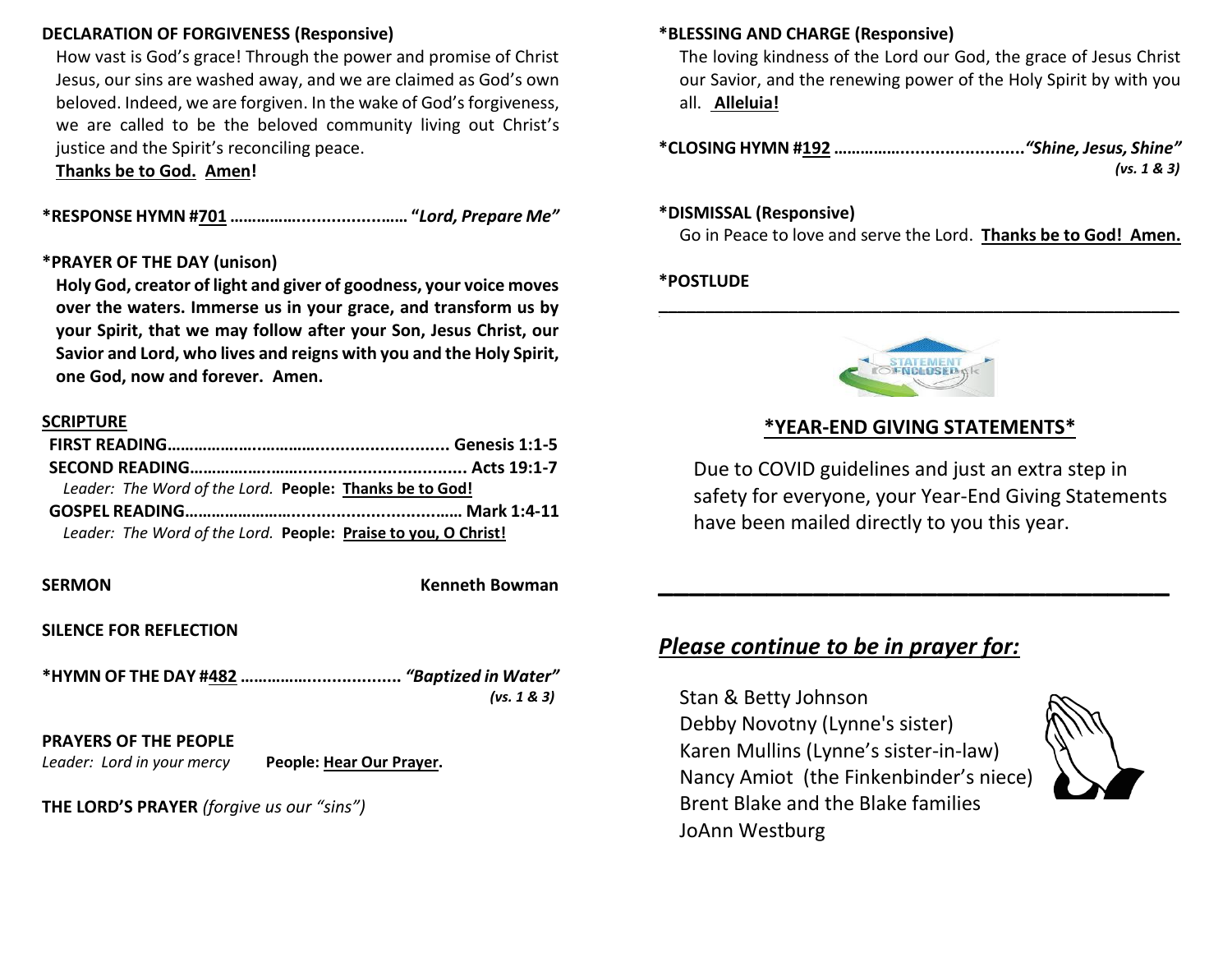**DECLARATION OF FORGIVENESS (Responsive)**

How vast is God's grace! Through the power and promise of Christ Jesus, our sins are washed away, and we are claimed as God's own beloved. Indeed, we are forgiven. In the wake of God's forgiveness, we are called to be the beloved community living out Christ's justice and the Spirit's reconciling peace.

**Thanks be to God. Amen!**

**\*RESPONSE HYMN #701 ………………………………… "*Lord, Prepare Me*"**

**\*PRAYER OF THE DAY (unison)**

**Holy God, creator of light and giver of goodness, your voice moves over the waters. Immerse us in your grace, and transform us by your Spirit, that we may follow after your Son, Jesus Christ, our Savior and Lord, who lives and reigns with you and the Holy Spirit, one God, now and forever. Amen.**

**SCRIPTURE**

**FIRST READING………………………………………………… Genesis 1:1-5**

**SECOND READING……………………………………………… Acts 19:1-7**

*Leader: The Word of the Lord.* **People: Thanks be to God!**

**GOSPEL READING……………………………………………… Mark 1:4-11**

*Leader: The Word of the Lord.* **People: Praise to you, O Christ!**

**SERMON** — **Kenneth Bowman**

**SILENCE FOR REFLECTION**

**\*HYMN OF THE DAY #482 …………………………… *"Baptized in Water"***
***(vs. 1 & 3)***

**PRAYERS OF THE PEOPLE**

*Leader: Lord in your mercy* **People: Hear Our Prayer.**

**THE LORD'S PRAYER** *(forgive us our "sins")*

**\*BLESSING AND CHARGE (Responsive)**

The loving kindness of the Lord our God, the grace of Jesus Christ our Savior, and the renewing power of the Holy Spirit by with you all. **Alleluia!**

**\*CLOSING HYMN #192 ……………………………… *"Shine, Jesus, Shine"***
***(vs. 1 & 3)***

**\*DISMISSAL (Responsive)**

Go in Peace to love and serve the Lord. **Thanks be to God! Amen.**

**\*POSTLUDE**

---

## \*YEAR-END GIVING STATEMENTS\*

Due to COVID guidelines and just an extra step in safety for everyone, your Year-End Giving Statements have been mailed directly to you this year.

---

## *Please continue to be in prayer for:*

Stan & Betty Johnson
Debby Novotny (Lynne's sister)
Karen Mullins (Lynne's sister-in-law)
Nancy Amiot (the Finkenbinder's niece)
Brent Blake and the Blake families
JoAnn Westburg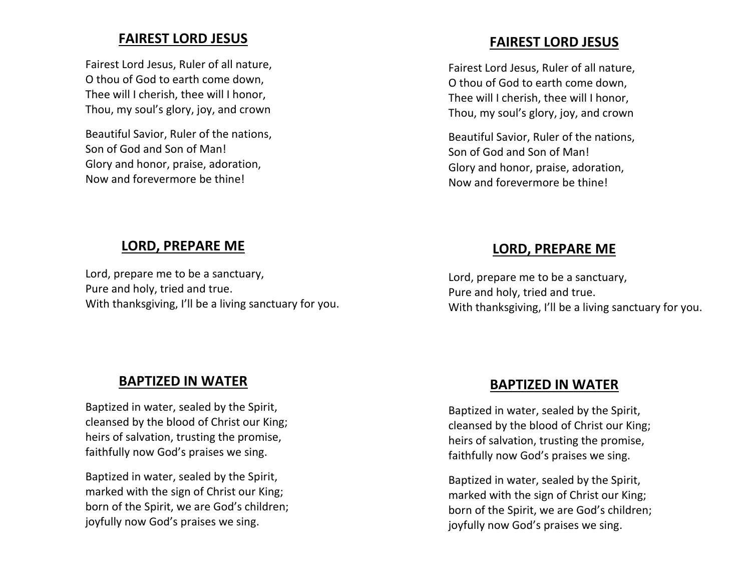## FAIREST LORD JESUS

Fairest Lord Jesus, Ruler of all nature,
O thou of God to earth come down,
Thee will I cherish, thee will I honor,
Thou, my soul's glory, joy, and crown

Beautiful Savior, Ruler of the nations,
Son of God and Son of Man!
Glory and honor, praise, adoration,
Now and forevermore be thine!

## LORD, PREPARE ME

Lord, prepare me to be a sanctuary,
Pure and holy, tried and true.
With thanksgiving, I'll be a living sanctuary for you.

## BAPTIZED IN WATER

Baptized in water, sealed by the Spirit,
cleansed by the blood of Christ our King;
heirs of salvation, trusting the promise,
faithfully now God's praises we sing.

Baptized in water, sealed by the Spirit,
marked with the sign of Christ our King;
born of the Spirit, we are God's children;
joyfully now God's praises we sing.

## FAIREST LORD JESUS

Fairest Lord Jesus, Ruler of all nature,
O thou of God to earth come down,
Thee will I cherish, thee will I honor,
Thou, my soul's glory, joy, and crown

Beautiful Savior, Ruler of the nations,
Son of God and Son of Man!
Glory and honor, praise, adoration,
Now and forevermore be thine!

## LORD, PREPARE ME

Lord, prepare me to be a sanctuary,
Pure and holy, tried and true.
With thanksgiving, I'll be a living sanctuary for you.

## BAPTIZED IN WATER

Baptized in water, sealed by the Spirit,
cleansed by the blood of Christ our King;
heirs of salvation, trusting the promise,
faithfully now God's praises we sing.

Baptized in water, sealed by the Spirit,
marked with the sign of Christ our King;
born of the Spirit, we are God's children;
joyfully now God's praises we sing.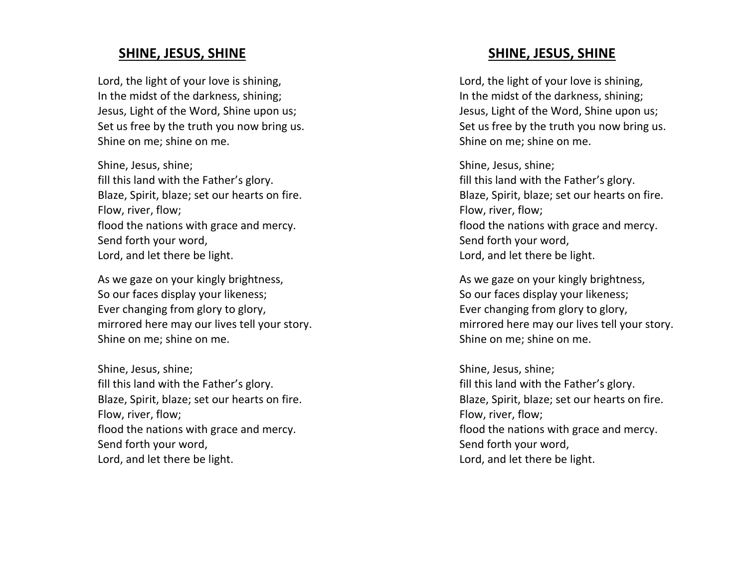## SHINE, JESUS, SHINE

Lord, the light of your love is shining,
In the midst of the darkness, shining;
Jesus, Light of the Word, Shine upon us;
Set us free by the truth you now bring us.
Shine on me; shine on me.

Shine, Jesus, shine;
fill this land with the Father's glory.
Blaze, Spirit, blaze; set our hearts on fire.
Flow, river, flow;
flood the nations with grace and mercy.
Send forth your word,
Lord, and let there be light.

As we gaze on your kingly brightness,
So our faces display your likeness;
Ever changing from glory to glory,
mirrored here may our lives tell your story.
Shine on me; shine on me.

Shine, Jesus, shine;
fill this land with the Father's glory.
Blaze, Spirit, blaze; set our hearts on fire.
Flow, river, flow;
flood the nations with grace and mercy.
Send forth your word,
Lord, and let there be light.

## SHINE, JESUS, SHINE

Lord, the light of your love is shining,
In the midst of the darkness, shining;
Jesus, Light of the Word, Shine upon us;
Set us free by the truth you now bring us.
Shine on me; shine on me.

Shine, Jesus, shine;
fill this land with the Father's glory.
Blaze, Spirit, blaze; set our hearts on fire.
Flow, river, flow;
flood the nations with grace and mercy.
Send forth your word,
Lord, and let there be light.

As we gaze on your kingly brightness,
So our faces display your likeness;
Ever changing from glory to glory,
mirrored here may our lives tell your story.
Shine on me; shine on me.

Shine, Jesus, shine;
fill this land with the Father's glory.
Blaze, Spirit, blaze; set our hearts on fire.
Flow, river, flow;
flood the nations with grace and mercy.
Send forth your word,
Lord, and let there be light.